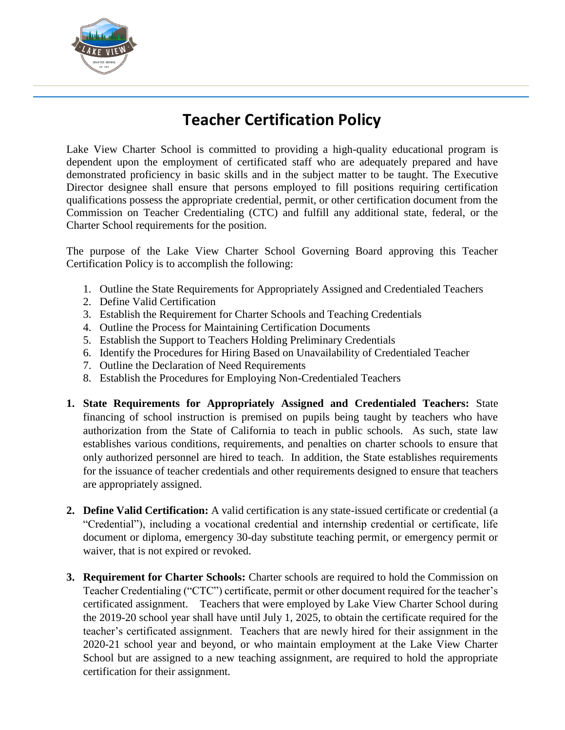# Teacher Certification Policy

Lake View Charter School is committed to providing a high-quality educational program is dependent upon the employment of certificated staff who are adequately prepared and have demonstrated proficiency in basic skills and in the subject matter to be taught. The Executive Director designee shall ensure that persons employed to fill positions requiring certification qualifications possess the appropriate credential, permit, or other certification document from the Commission on Teacher Credentialing (CTC) and fulfill any additional state, federal, or the Charter School requirements for the position.

The purpose of the Lake View Charter School Governing Board approving this Teacher Certification Policy is to accomplish the following:

1. Outline the State Requirements for Appropriately Assigned and Credentialed Teachers
2. Define Valid Certification
3. Establish the Requirement for Charter Schools and Teaching Credentials
4. Outline the Process for Maintaining Certification Documents
5. Establish the Support to Teachers Holding Preliminary Credentials
6. Identify the Procedures for Hiring Based on Unavailability of Credentialed Teacher
7. Outline the Declaration of Need Requirements
8. Establish the Procedures for Employing Non-Credentialed Teachers

1. **State Requirements for Appropriately Assigned and Credentialed Teachers:** State financing of school instruction is premised on pupils being taught by teachers who have authorization from the State of California to teach in public schools. As such, state law establishes various conditions, requirements, and penalties on charter schools to ensure that only authorized personnel are hired to teach. In addition, the State establishes requirements for the issuance of teacher credentials and other requirements designed to ensure that teachers are appropriately assigned.

2. **Define Valid Certification:** A valid certification is any state-issued certificate or credential (a "Credential"), including a vocational credential and internship credential or certificate, life document or diploma, emergency 30-day substitute teaching permit, or emergency permit or waiver, that is not expired or revoked.

3. **Requirement for Charter Schools:** Charter schools are required to hold the Commission on Teacher Credentialing ("CTC") certificate, permit or other document required for the teacher's certificated assignment. Teachers that were employed by Lake View Charter School during the 2019-20 school year shall have until July 1, 2025, to obtain the certificate required for the teacher's certificated assignment. Teachers that are newly hired for their assignment in the 2020-21 school year and beyond, or who maintain employment at the Lake View Charter School but are assigned to a new teaching assignment, are required to hold the appropriate certification for their assignment.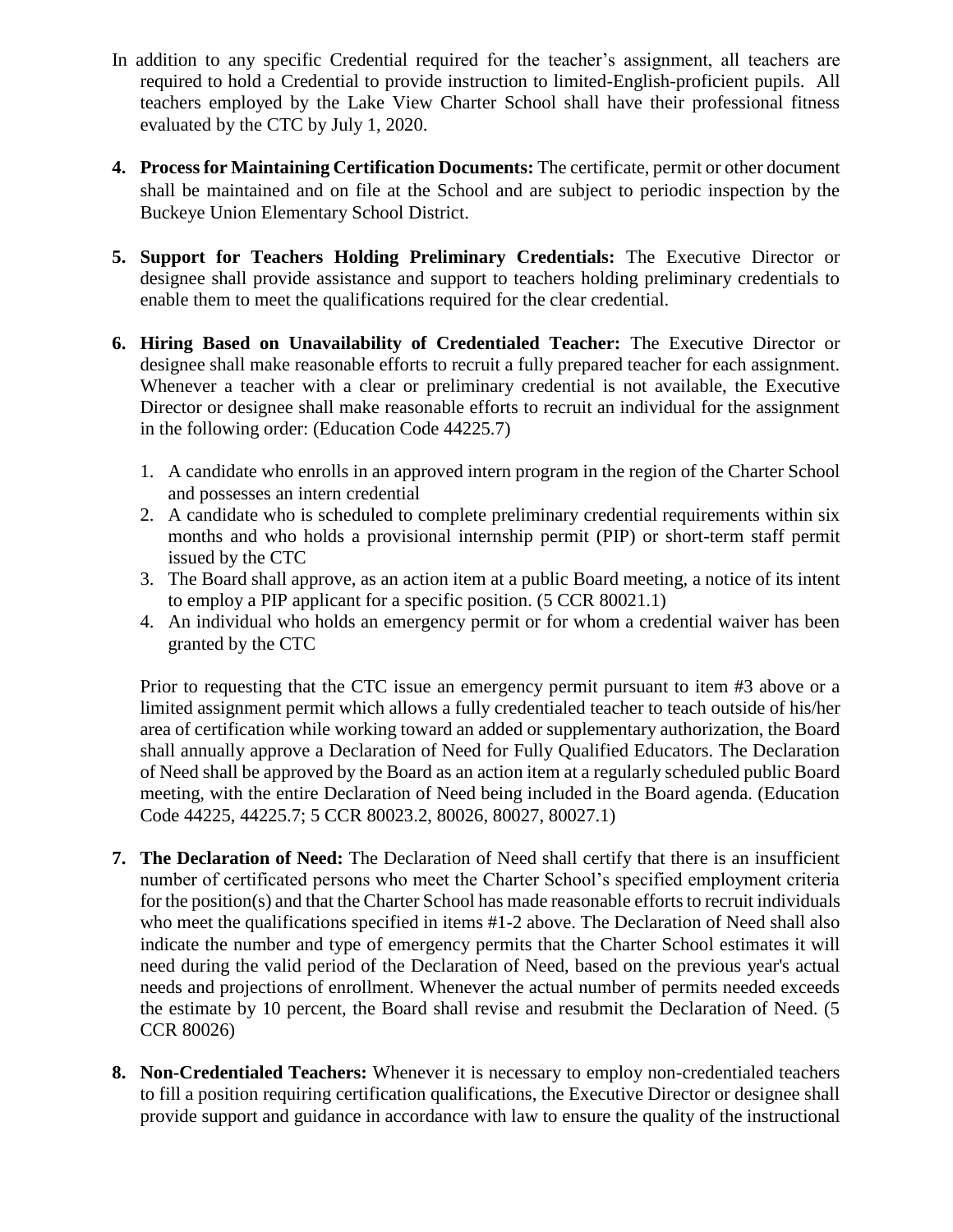In addition to any specific Credential required for the teacher's assignment, all teachers are required to hold a Credential to provide instruction to limited-English-proficient pupils. All teachers employed by the Lake View Charter School shall have their professional fitness evaluated by the CTC by July 1, 2020.

4. **Process for Maintaining Certification Documents:** The certificate, permit or other document shall be maintained and on file at the School and are subject to periodic inspection by the Buckeye Union Elementary School District.

5. **Support for Teachers Holding Preliminary Credentials:** The Executive Director or designee shall provide assistance and support to teachers holding preliminary credentials to enable them to meet the qualifications required for the clear credential.

6. **Hiring Based on Unavailability of Credentialed Teacher:** The Executive Director or designee shall make reasonable efforts to recruit a fully prepared teacher for each assignment. Whenever a teacher with a clear or preliminary credential is not available, the Executive Director or designee shall make reasonable efforts to recruit an individual for the assignment in the following order: (Education Code 44225.7)

    1. A candidate who enrolls in an approved intern program in the region of the Charter School and possesses an intern credential
    2. A candidate who is scheduled to complete preliminary credential requirements within six months and who holds a provisional internship permit (PIP) or short-term staff permit issued by the CTC
    3. The Board shall approve, as an action item at a public Board meeting, a notice of its intent to employ a PIP applicant for a specific position. (5 CCR 80021.1)
    4. An individual who holds an emergency permit or for whom a credential waiver has been granted by the CTC

    Prior to requesting that the CTC issue an emergency permit pursuant to item #3 above or a limited assignment permit which allows a fully credentialed teacher to teach outside of his/her area of certification while working toward an added or supplementary authorization, the Board shall annually approve a Declaration of Need for Fully Qualified Educators. The Declaration of Need shall be approved by the Board as an action item at a regularly scheduled public Board meeting, with the entire Declaration of Need being included in the Board agenda. (Education Code 44225, 44225.7; 5 CCR 80023.2, 80026, 80027, 80027.1)

7. **The Declaration of Need:** The Declaration of Need shall certify that there is an insufficient number of certificated persons who meet the Charter School's specified employment criteria for the position(s) and that the Charter School has made reasonable efforts to recruit individuals who meet the qualifications specified in items #1-2 above. The Declaration of Need shall also indicate the number and type of emergency permits that the Charter School estimates it will need during the valid period of the Declaration of Need, based on the previous year's actual needs and projections of enrollment. Whenever the actual number of permits needed exceeds the estimate by 10 percent, the Board shall revise and resubmit the Declaration of Need. (5 CCR 80026)

8. **Non-Credentialed Teachers:** Whenever it is necessary to employ non-credentialed teachers to fill a position requiring certification qualifications, the Executive Director or designee shall provide support and guidance in accordance with law to ensure the quality of the instructional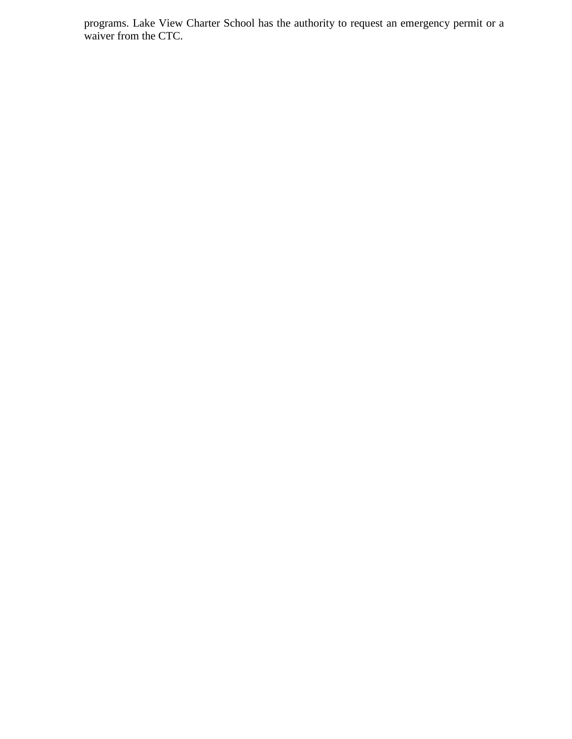programs. Lake View Charter School has the authority to request an emergency permit or a waiver from the CTC.